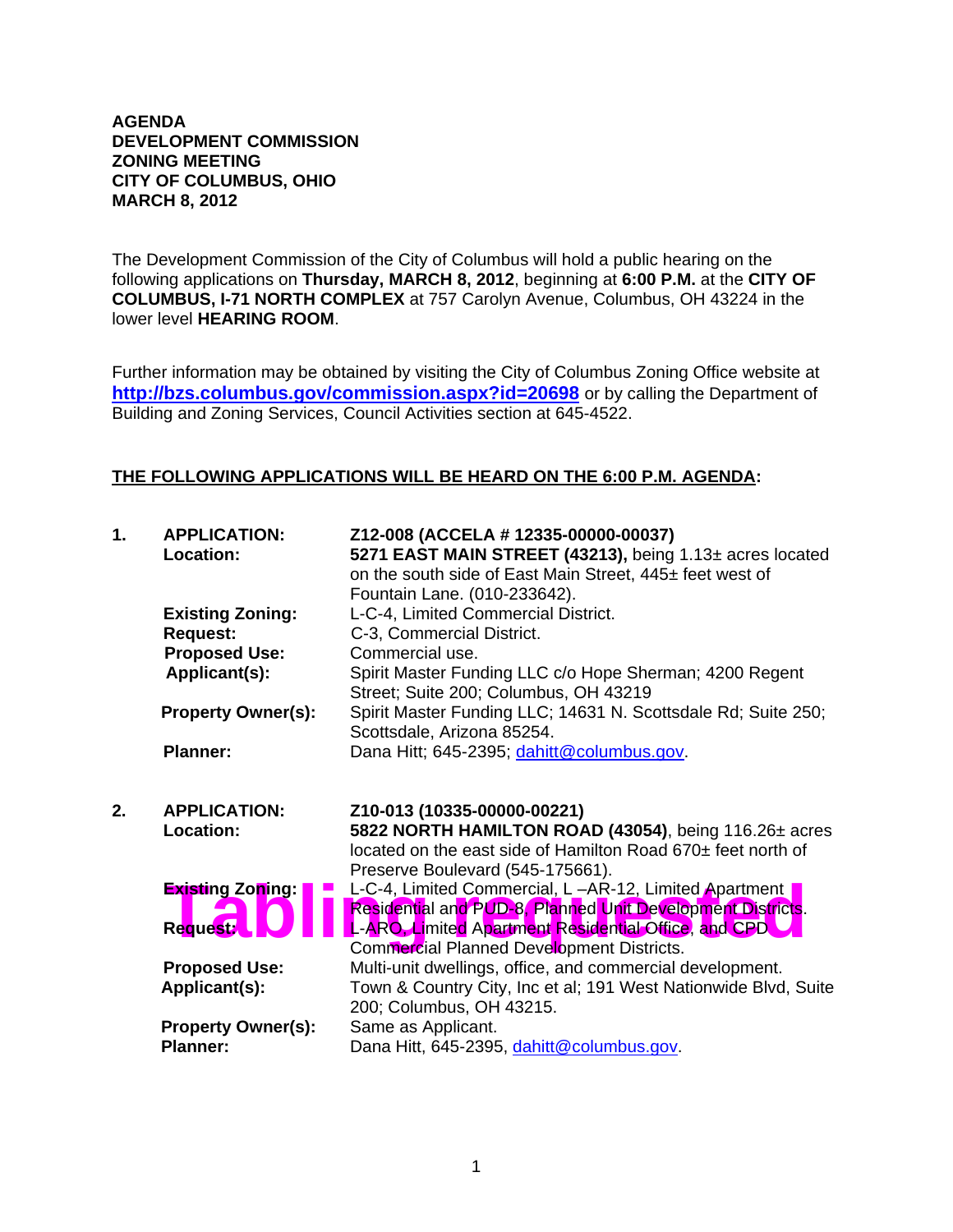**AGENDA**
**DEVELOPMENT COMMISSION**
**ZONING MEETING**
**CITY OF COLUMBUS, OHIO**
**MARCH 8, 2012**

The Development Commission of the City of Columbus will hold a public hearing on the following applications on **Thursday, MARCH 8, 2012**, beginning at **6:00 P.M.** at the **CITY OF COLUMBUS, I-71 NORTH COMPLEX** at 757 Carolyn Avenue, Columbus, OH 43224 in the lower level **HEARING ROOM**.

Further information may be obtained by visiting the City of Columbus Zoning Office website at **http://bzs.columbus.gov/commission.aspx?id=20698** or by calling the Department of Building and Zoning Services, Council Activities section at 645-4522.

**THE FOLLOWING APPLICATIONS WILL BE HEARD ON THE 6:00 P.M. AGENDA:**

1. **APPLICATION:** **Z12-008 (ACCELA # 12335-00000-00037)**
   **Location:** **5271 EAST MAIN STREET (43213),** being 1.13± acres located on the south side of East Main Street, 445± feet west of Fountain Lane. (010-233642).
   **Existing Zoning:** L-C-4, Limited Commercial District.
   **Request:** C-3, Commercial District.
   **Proposed Use:** Commercial use.
   **Applicant(s):** Spirit Master Funding LLC c/o Hope Sherman; 4200 Regent Street; Suite 200; Columbus, OH 43219
   **Property Owner(s):** Spirit Master Funding LLC; 14631 N. Scottsdale Rd; Suite 250; Scottsdale, Arizona 85254.
   **Planner:** Dana Hitt; 645-2395; dahitt@columbus.gov.

2. **APPLICATION:** **Z10-013 (10335-00000-00221)**
   **Location:** **5822 NORTH HAMILTON ROAD (43054)**, being 116.26± acres located on the east side of Hamilton Road 670± feet north of Preserve Boulevard (545-175661).
   **Tabling requested**
   **Existing Zoning:** L-C-4, Limited Commercial, L –AR-12, Limited Apartment Residential and PUD-8, Planned Unit Development Districts.
   **Request:** L-ARO, Limited Apartment Residential Office, and CPD Commercial Planned Development Districts.
   **Proposed Use:** Multi-unit dwellings, office, and commercial development.
   **Applicant(s):** Town & Country City, Inc et al; 191 West Nationwide Blvd, Suite 200; Columbus, OH 43215.
   **Property Owner(s):** Same as Applicant.
   **Planner:** Dana Hitt, 645-2395, dahitt@columbus.gov.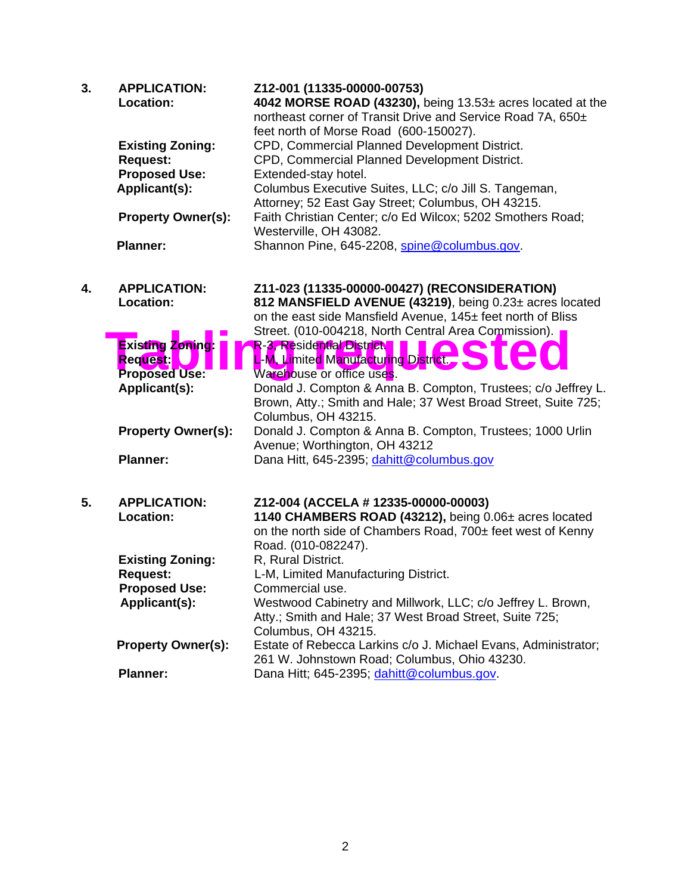3. **APPLICATION:** **Z12-001 (11335-00000-00753)**

| | |
|---|---|
| **Location:** | **4042 MORSE ROAD (43230),** being 13.53± acres located at the northeast corner of Transit Drive and Service Road 7A, 650± feet north of Morse Road (600-150027). |
| **Existing Zoning:** | CPD, Commercial Planned Development District. |
| **Request:** | CPD, Commercial Planned Development District. |
| **Proposed Use:** | Extended-stay hotel. |
| **Applicant(s):** | Columbus Executive Suites, LLC; c/o Jill S. Tangeman, Attorney; 52 East Gay Street; Columbus, OH 43215. |
| **Property Owner(s):** | Faith Christian Center; c/o Ed Wilcox; 5202 Smothers Road; Westerville, OH 43082. |
| **Planner:** | Shannon Pine, 645-2208, spine@columbus.gov. |

4. **APPLICATION:** **Z11-023 (11335-00000-00427) (RECONSIDERATION)**

**Tabling requested**

| | |
|---|---|
| **Location:** | **812 MANSFIELD AVENUE (43219)**, being 0.23± acres located on the east side Mansfield Avenue, 145± feet north of Bliss Street. (010-004218, North Central Area Commission). |
| **Existing Zoning:** | R-3, Residential District. |
| **Request:** | L-M, Limited Manufacturing District. |
| **Proposed Use:** | Warehouse or office uses. |
| **Applicant(s):** | Donald J. Compton & Anna B. Compton, Trustees; c/o Jeffrey L. Brown, Atty.; Smith and Hale; 37 West Broad Street, Suite 725; Columbus, OH 43215. |
| **Property Owner(s):** | Donald J. Compton & Anna B. Compton, Trustees; 1000 Urlin Avenue; Worthington, OH 43212 |
| **Planner:** | Dana Hitt, 645-2395; dahitt@columbus.gov |

5. **APPLICATION:** **Z12-004 (ACCELA # 12335-00000-00003)**

| | |
|---|---|
| **Location:** | **1140 CHAMBERS ROAD (43212),** being 0.06± acres located on the north side of Chambers Road, 700± feet west of Kenny Road. (010-082247). |
| **Existing Zoning:** | R, Rural District. |
| **Request:** | L-M, Limited Manufacturing District. |
| **Proposed Use:** | Commercial use. |
| **Applicant(s):** | Westwood Cabinetry and Millwork, LLC; c/o Jeffrey L. Brown, Atty.; Smith and Hale; 37 West Broad Street, Suite 725; Columbus, OH 43215. |
| **Property Owner(s):** | Estate of Rebecca Larkins c/o J. Michael Evans, Administrator; 261 W. Johnstown Road; Columbus, Ohio 43230. |
| **Planner:** | Dana Hitt; 645-2395; dahitt@columbus.gov. |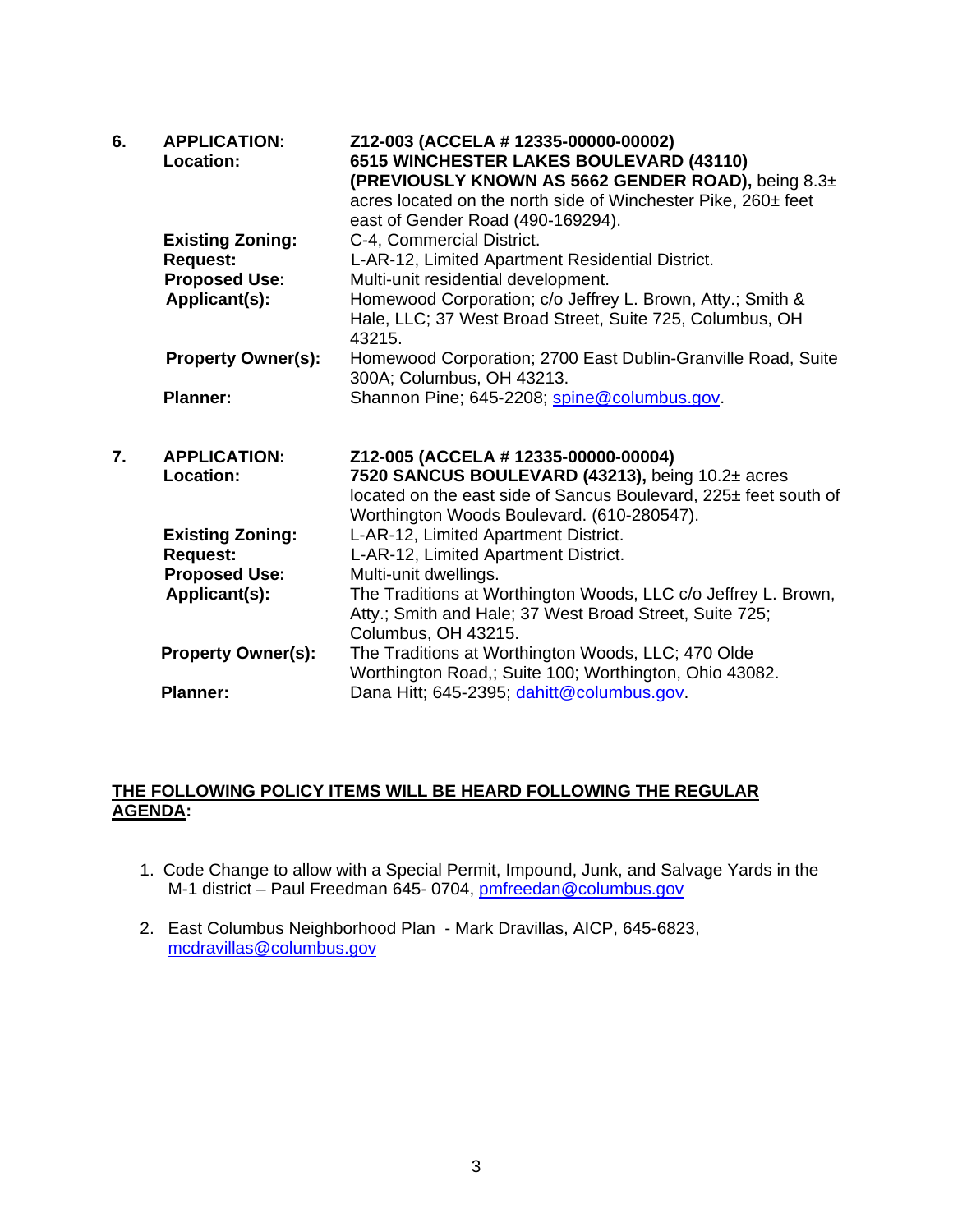**6.** **APPLICATION:** **Z12-003 (ACCELA # 12335-00000-00002)**

**Location:** **6515 WINCHESTER LAKES BOULEVARD (43110) (PREVIOUSLY KNOWN AS 5662 GENDER ROAD),** being 8.3± acres located on the north side of Winchester Pike, 260± feet east of Gender Road (490-169294).

**Existing Zoning:** C-4, Commercial District.

**Request:** L-AR-12, Limited Apartment Residential District.

**Proposed Use:** Multi-unit residential development.

**Applicant(s):** Homewood Corporation; c/o Jeffrey L. Brown, Atty.; Smith & Hale, LLC; 37 West Broad Street, Suite 725, Columbus, OH 43215.

**Property Owner(s):** Homewood Corporation; 2700 East Dublin-Granville Road, Suite 300A; Columbus, OH 43213.

**Planner:** Shannon Pine; 645-2208; spine@columbus.gov.

**7.** **APPLICATION:** **Z12-005 (ACCELA # 12335-00000-00004)**

**Location:** **7520 SANCUS BOULEVARD (43213),** being 10.2± acres located on the east side of Sancus Boulevard, 225± feet south of Worthington Woods Boulevard. (610-280547).

**Existing Zoning:** L-AR-12, Limited Apartment District.

**Request:** L-AR-12, Limited Apartment District.

**Proposed Use:** Multi-unit dwellings.

**Applicant(s):** The Traditions at Worthington Woods, LLC c/o Jeffrey L. Brown, Atty.; Smith and Hale; 37 West Broad Street, Suite 725; Columbus, OH 43215.

**Property Owner(s):** The Traditions at Worthington Woods, LLC; 470 Olde Worthington Road,; Suite 100; Worthington, Ohio 43082.

**Planner:** Dana Hitt; 645-2395; dahitt@columbus.gov.

**THE FOLLOWING POLICY ITEMS WILL BE HEARD FOLLOWING THE REGULAR AGENDA:**

1. Code Change to allow with a Special Permit, Impound, Junk, and Salvage Yards in the M-1 district – Paul Freedman 645- 0704, pmfreedan@columbus.gov
2. East Columbus Neighborhood Plan - Mark Dravillas, AICP, 645-6823, mcdravillas@columbus.gov